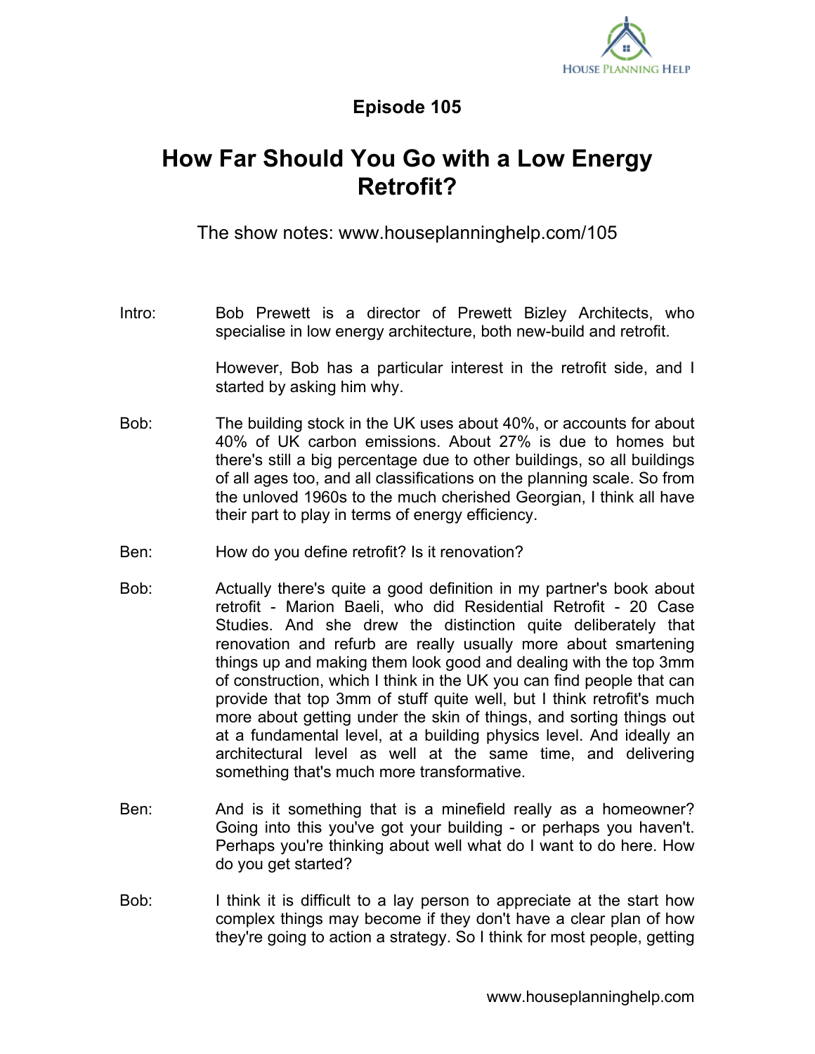## Episode 105

# How Far Should You Go with a Low Energy Retrofit?

The show notes: www.houseplanninghelp.com/105

**Intro:** Bob Prewett is a director of Prewett Bizley Architects, who specialise in low energy architecture, both new-build and retrofit.

However, Bob has a particular interest in the retrofit side, and I started by asking him why.

**Bob:** The building stock in the UK uses about 40%, or accounts for about 40% of UK carbon emissions. About 27% is due to homes but there's still a big percentage due to other buildings, so all buildings of all ages too, and all classifications on the planning scale. So from the unloved 1960s to the much cherished Georgian, I think all have their part to play in terms of energy efficiency.

**Ben:** How do you define retrofit? Is it renovation?

**Bob:** Actually there's quite a good definition in my partner's book about retrofit - Marion Baeli, who did Residential Retrofit - 20 Case Studies. And she drew the distinction quite deliberately that renovation and refurb are really usually more about smartening things up and making them look good and dealing with the top 3mm of construction, which I think in the UK you can find people that can provide that top 3mm of stuff quite well, but I think retrofit's much more about getting under the skin of things, and sorting things out at a fundamental level, at a building physics level. And ideally an architectural level as well at the same time, and delivering something that's much more transformative.

**Ben:** And is it something that is a minefield really as a homeowner? Going into this you've got your building - or perhaps you haven't. Perhaps you're thinking about well what do I want to do here. How do you get started?

**Bob:** I think it is difficult to a lay person to appreciate at the start how complex things may become if they don't have a clear plan of how they're going to action a strategy. So I think for most people, getting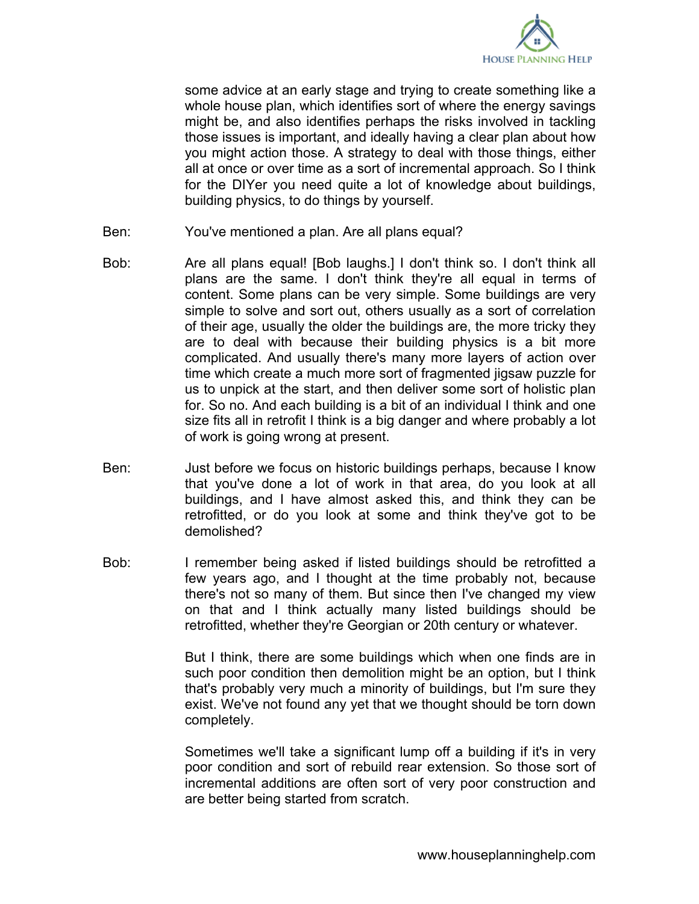some advice at an early stage and trying to create something like a whole house plan, which identifies sort of where the energy savings might be, and also identifies perhaps the risks involved in tackling those issues is important, and ideally having a clear plan about how you might action those. A strategy to deal with those things, either all at once or over time as a sort of incremental approach. So I think for the DIYer you need quite a lot of knowledge about buildings, building physics, to do things by yourself.

Ben: You've mentioned a plan. Are all plans equal?

Bob: Are all plans equal! [Bob laughs.] I don't think so. I don't think all plans are the same. I don't think they're all equal in terms of content. Some plans can be very simple. Some buildings are very simple to solve and sort out, others usually as a sort of correlation of their age, usually the older the buildings are, the more tricky they are to deal with because their building physics is a bit more complicated. And usually there's many more layers of action over time which create a much more sort of fragmented jigsaw puzzle for us to unpick at the start, and then deliver some sort of holistic plan for. So no. And each building is a bit of an individual I think and one size fits all in retrofit I think is a big danger and where probably a lot of work is going wrong at present.

Ben: Just before we focus on historic buildings perhaps, because I know that you've done a lot of work in that area, do you look at all buildings, and I have almost asked this, and think they can be retrofitted, or do you look at some and think they've got to be demolished?

Bob: I remember being asked if listed buildings should be retrofitted a few years ago, and I thought at the time probably not, because there's not so many of them. But since then I've changed my view on that and I think actually many listed buildings should be retrofitted, whether they're Georgian or 20th century or whatever.

But I think, there are some buildings which when one finds are in such poor condition then demolition might be an option, but I think that's probably very much a minority of buildings, but I'm sure they exist. We've not found any yet that we thought should be torn down completely.

Sometimes we'll take a significant lump off a building if it's in very poor condition and sort of rebuild rear extension. So those sort of incremental additions are often sort of very poor construction and are better being started from scratch.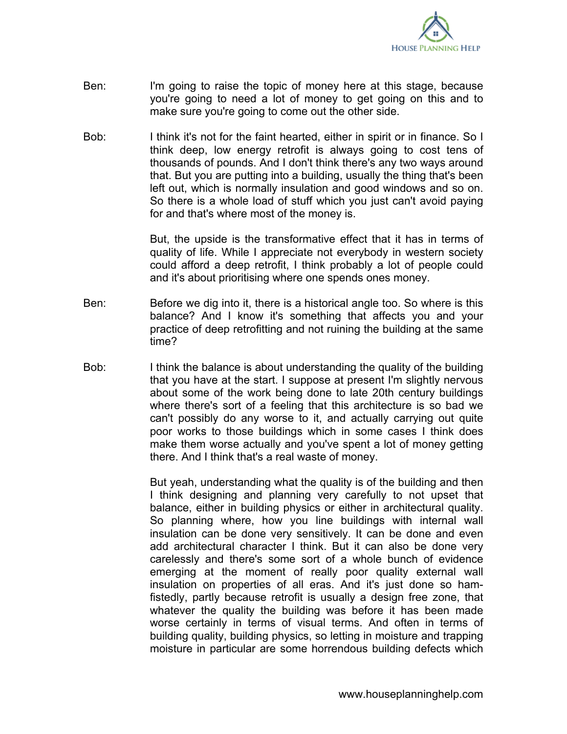Ben: I'm going to raise the topic of money here at this stage, because you're going to need a lot of money to get going on this and to make sure you're going to come out the other side.

Bob: I think it's not for the faint hearted, either in spirit or in finance. So I think deep, low energy retrofit is always going to cost tens of thousands of pounds. And I don't think there's any two ways around that. But you are putting into a building, usually the thing that's been left out, which is normally insulation and good windows and so on. So there is a whole load of stuff which you just can't avoid paying for and that's where most of the money is.

But, the upside is the transformative effect that it has in terms of quality of life. While I appreciate not everybody in western society could afford a deep retrofit, I think probably a lot of people could and it's about prioritising where one spends ones money.

Ben: Before we dig into it, there is a historical angle too. So where is this balance? And I know it's something that affects you and your practice of deep retrofitting and not ruining the building at the same time?

Bob: I think the balance is about understanding the quality of the building that you have at the start. I suppose at present I'm slightly nervous about some of the work being done to late 20th century buildings where there's sort of a feeling that this architecture is so bad we can't possibly do any worse to it, and actually carrying out quite poor works to those buildings which in some cases I think does make them worse actually and you've spent a lot of money getting there. And I think that's a real waste of money.

But yeah, understanding what the quality is of the building and then I think designing and planning very carefully to not upset that balance, either in building physics or either in architectural quality. So planning where, how you line buildings with internal wall insulation can be done very sensitively. It can be done and even add architectural character I think. But it can also be done very carelessly and there's some sort of a whole bunch of evidence emerging at the moment of really poor quality external wall insulation on properties of all eras. And it's just done so ham-fistedly, partly because retrofit is usually a design free zone, that whatever the quality the building was before it has been made worse certainly in terms of visual terms. And often in terms of building quality, building physics, so letting in moisture and trapping moisture in particular are some horrendous building defects which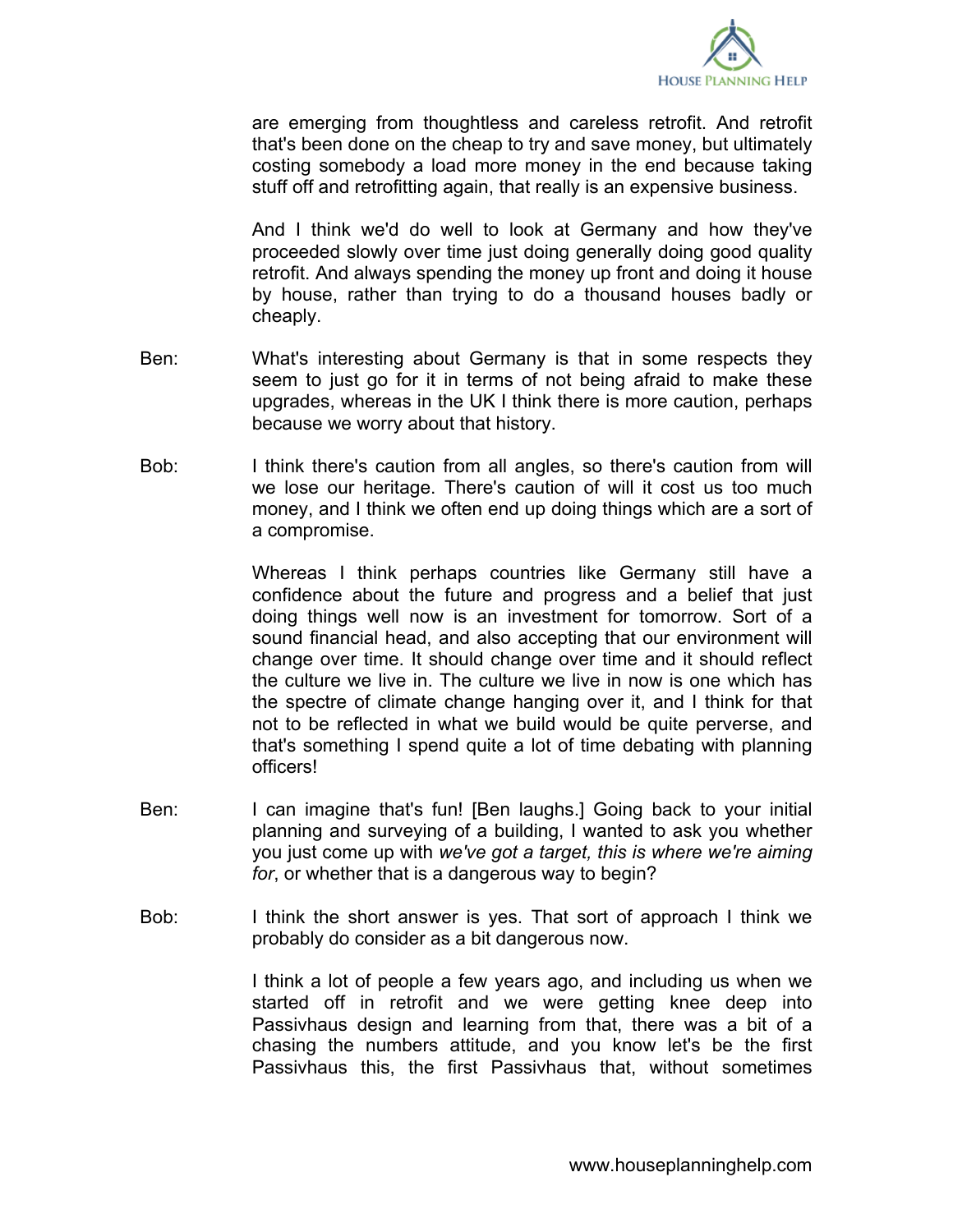are emerging from thoughtless and careless retrofit. And retrofit that's been done on the cheap to try and save money, but ultimately costing somebody a load more money in the end because taking stuff off and retrofitting again, that really is an expensive business.

And I think we'd do well to look at Germany and how they've proceeded slowly over time just doing generally doing good quality retrofit. And always spending the money up front and doing it house by house, rather than trying to do a thousand houses badly or cheaply.

Ben: What's interesting about Germany is that in some respects they seem to just go for it in terms of not being afraid to make these upgrades, whereas in the UK I think there is more caution, perhaps because we worry about that history.

Bob: I think there's caution from all angles, so there's caution from will we lose our heritage. There's caution of will it cost us too much money, and I think we often end up doing things which are a sort of a compromise.

Whereas I think perhaps countries like Germany still have a confidence about the future and progress and a belief that just doing things well now is an investment for tomorrow. Sort of a sound financial head, and also accepting that our environment will change over time. It should change over time and it should reflect the culture we live in. The culture we live in now is one which has the spectre of climate change hanging over it, and I think for that not to be reflected in what we build would be quite perverse, and that's something I spend quite a lot of time debating with planning officers!

Ben: I can imagine that's fun! [Ben laughs.] Going back to your initial planning and surveying of a building, I wanted to ask you whether you just come up with *we've got a target, this is where we're aiming for*, or whether that is a dangerous way to begin?

Bob: I think the short answer is yes. That sort of approach I think we probably do consider as a bit dangerous now.

I think a lot of people a few years ago, and including us when we started off in retrofit and we were getting knee deep into Passivhaus design and learning from that, there was a bit of a chasing the numbers attitude, and you know let's be the first Passivhaus this, the first Passivhaus that, without sometimes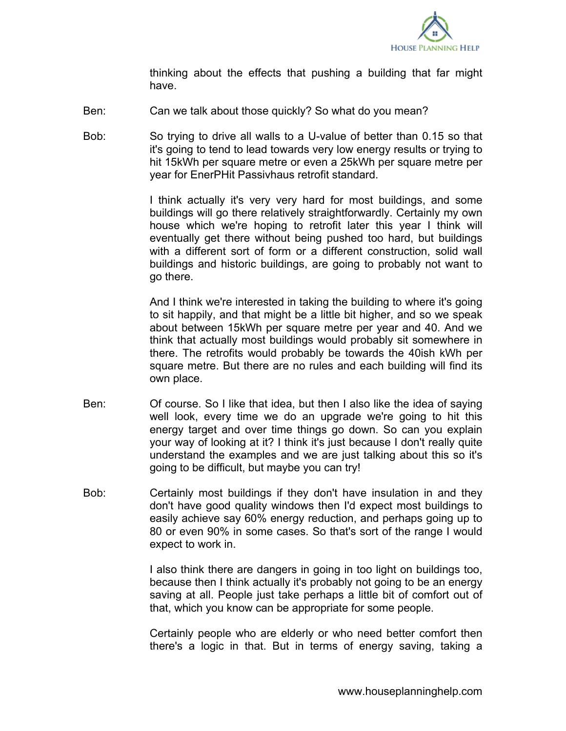thinking about the effects that pushing a building that far might have.

Ben: Can we talk about those quickly? So what do you mean?

Bob: So trying to drive all walls to a U-value of better than 0.15 so that it's going to tend to lead towards very low energy results or trying to hit 15kWh per square metre or even a 25kWh per square metre per year for EnerPHit Passivhaus retrofit standard.

I think actually it's very very hard for most buildings, and some buildings will go there relatively straightforwardly. Certainly my own house which we're hoping to retrofit later this year I think will eventually get there without being pushed too hard, but buildings with a different sort of form or a different construction, solid wall buildings and historic buildings, are going to probably not want to go there.

And I think we're interested in taking the building to where it's going to sit happily, and that might be a little bit higher, and so we speak about between 15kWh per square metre per year and 40. And we think that actually most buildings would probably sit somewhere in there. The retrofits would probably be towards the 40ish kWh per square metre. But there are no rules and each building will find its own place.

Ben: Of course. So I like that idea, but then I also like the idea of saying well look, every time we do an upgrade we're going to hit this energy target and over time things go down. So can you explain your way of looking at it? I think it's just because I don't really quite understand the examples and we are just talking about this so it's going to be difficult, but maybe you can try!

Bob: Certainly most buildings if they don't have insulation in and they don't have good quality windows then I'd expect most buildings to easily achieve say 60% energy reduction, and perhaps going up to 80 or even 90% in some cases. So that's sort of the range I would expect to work in.

I also think there are dangers in going in too light on buildings too, because then I think actually it's probably not going to be an energy saving at all. People just take perhaps a little bit of comfort out of that, which you know can be appropriate for some people.

Certainly people who are elderly or who need better comfort then there's a logic in that. But in terms of energy saving, taking a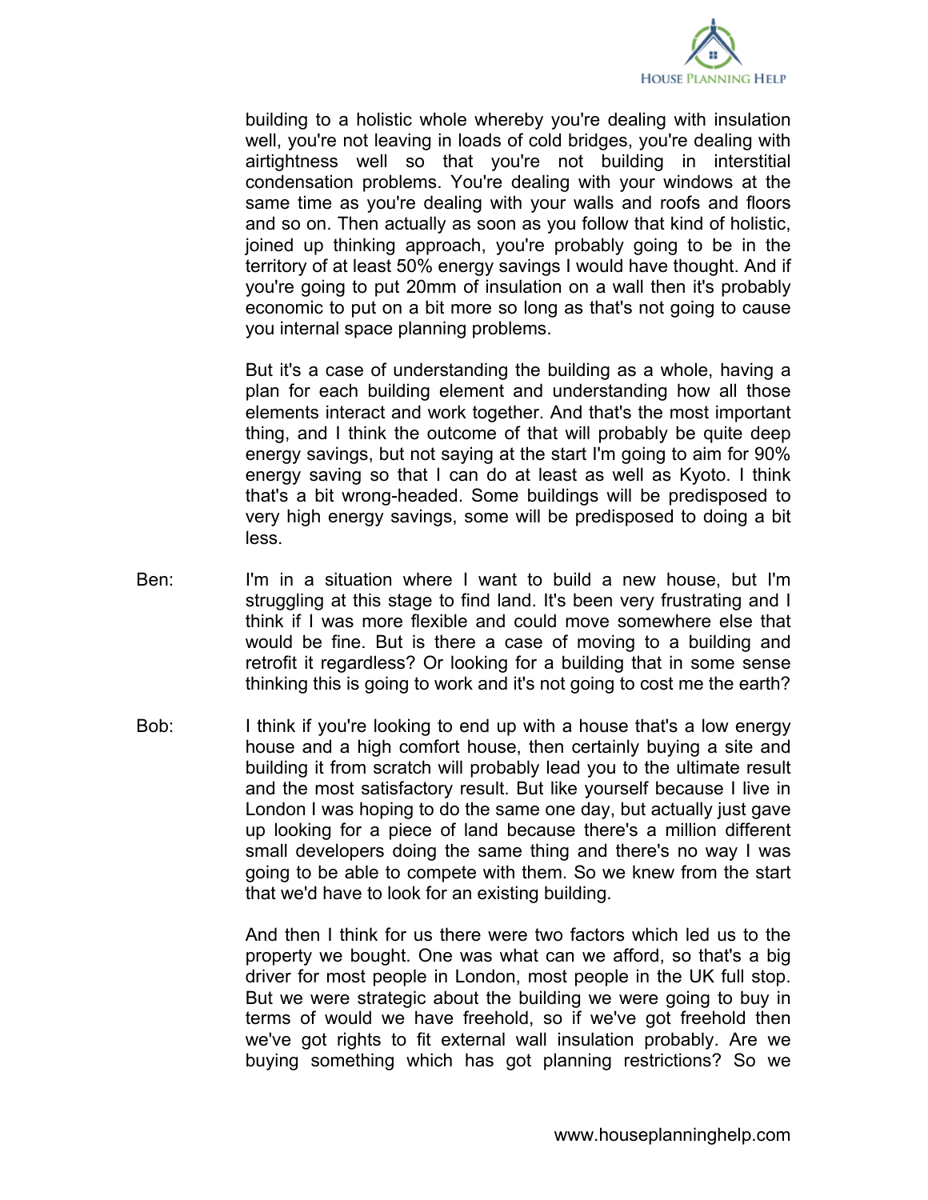building to a holistic whole whereby you're dealing with insulation well, you're not leaving in loads of cold bridges, you're dealing with airtightness well so that you're not building in interstitial condensation problems. You're dealing with your windows at the same time as you're dealing with your walls and roofs and floors and so on. Then actually as soon as you follow that kind of holistic, joined up thinking approach, you're probably going to be in the territory of at least 50% energy savings I would have thought. And if you're going to put 20mm of insulation on a wall then it's probably economic to put on a bit more so long as that's not going to cause you internal space planning problems.

But it's a case of understanding the building as a whole, having a plan for each building element and understanding how all those elements interact and work together. And that's the most important thing, and I think the outcome of that will probably be quite deep energy savings, but not saying at the start I'm going to aim for 90% energy saving so that I can do at least as well as Kyoto. I think that's a bit wrong-headed. Some buildings will be predisposed to very high energy savings, some will be predisposed to doing a bit less.

Ben: I'm in a situation where I want to build a new house, but I'm struggling at this stage to find land. It's been very frustrating and I think if I was more flexible and could move somewhere else that would be fine. But is there a case of moving to a building and retrofit it regardless? Or looking for a building that in some sense thinking this is going to work and it's not going to cost me the earth?

Bob: I think if you're looking to end up with a house that's a low energy house and a high comfort house, then certainly buying a site and building it from scratch will probably lead you to the ultimate result and the most satisfactory result. But like yourself because I live in London I was hoping to do the same one day, but actually just gave up looking for a piece of land because there's a million different small developers doing the same thing and there's no way I was going to be able to compete with them. So we knew from the start that we'd have to look for an existing building.

And then I think for us there were two factors which led us to the property we bought. One was what can we afford, so that's a big driver for most people in London, most people in the UK full stop. But we were strategic about the building we were going to buy in terms of would we have freehold, so if we've got freehold then we've got rights to fit external wall insulation probably. Are we buying something which has got planning restrictions? So we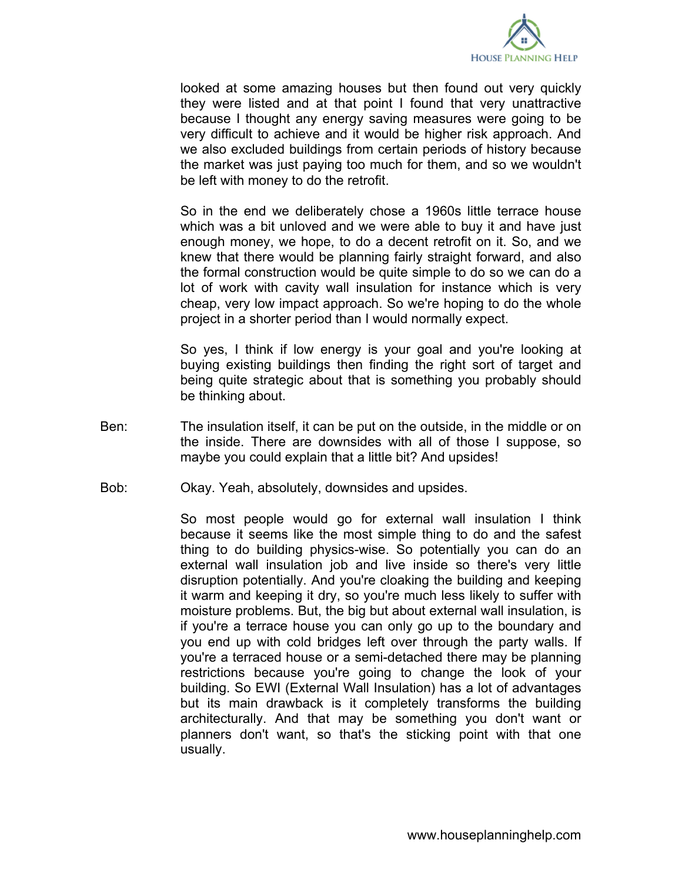looked at some amazing houses but then found out very quickly they were listed and at that point I found that very unattractive because I thought any energy saving measures were going to be very difficult to achieve and it would be higher risk approach. And we also excluded buildings from certain periods of history because the market was just paying too much for them, and so we wouldn't be left with money to do the retrofit.

So in the end we deliberately chose a 1960s little terrace house which was a bit unloved and we were able to buy it and have just enough money, we hope, to do a decent retrofit on it. So, and we knew that there would be planning fairly straight forward, and also the formal construction would be quite simple to do so we can do a lot of work with cavity wall insulation for instance which is very cheap, very low impact approach. So we're hoping to do the whole project in a shorter period than I would normally expect.

So yes, I think if low energy is your goal and you're looking at buying existing buildings then finding the right sort of target and being quite strategic about that is something you probably should be thinking about.

Ben: The insulation itself, it can be put on the outside, in the middle or on the inside. There are downsides with all of those I suppose, so maybe you could explain that a little bit? And upsides!

Bob: Okay. Yeah, absolutely, downsides and upsides.

So most people would go for external wall insulation I think because it seems like the most simple thing to do and the safest thing to do building physics-wise. So potentially you can do an external wall insulation job and live inside so there's very little disruption potentially. And you're cloaking the building and keeping it warm and keeping it dry, so you're much less likely to suffer with moisture problems. But, the big but about external wall insulation, is if you're a terrace house you can only go up to the boundary and you end up with cold bridges left over through the party walls. If you're a terraced house or a semi-detached there may be planning restrictions because you're going to change the look of your building. So EWI (External Wall Insulation) has a lot of advantages but its main drawback is it completely transforms the building architecturally. And that may be something you don't want or planners don't want, so that's the sticking point with that one usually.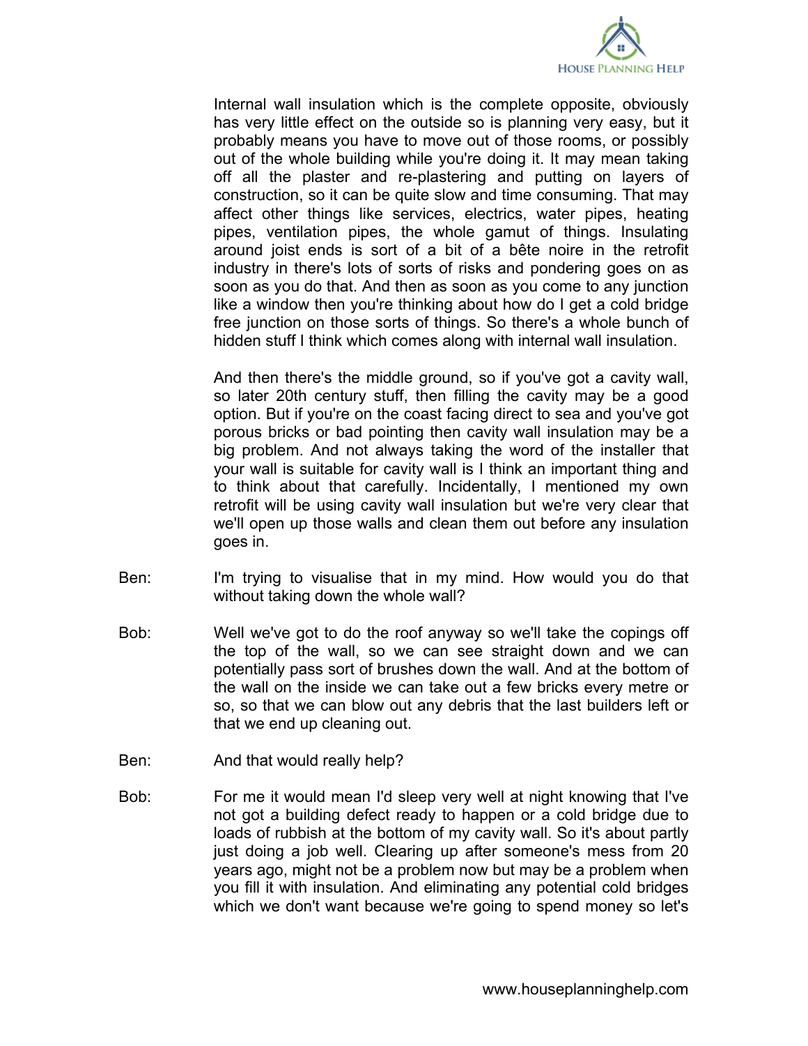Internal wall insulation which is the complete opposite, obviously has very little effect on the outside so is planning very easy, but it probably means you have to move out of those rooms, or possibly out of the whole building while you're doing it. It may mean taking off all the plaster and re-plastering and putting on layers of construction, so it can be quite slow and time consuming. That may affect other things like services, electrics, water pipes, heating pipes, ventilation pipes, the whole gamut of things. Insulating around joist ends is sort of a bit of a bête noire in the retrofit industry in there's lots of sorts of risks and pondering goes on as soon as you do that. And then as soon as you come to any junction like a window then you're thinking about how do I get a cold bridge free junction on those sorts of things. So there's a whole bunch of hidden stuff I think which comes along with internal wall insulation.

And then there's the middle ground, so if you've got a cavity wall, so later 20th century stuff, then filling the cavity may be a good option. But if you're on the coast facing direct to sea and you've got porous bricks or bad pointing then cavity wall insulation may be a big problem. And not always taking the word of the installer that your wall is suitable for cavity wall is I think an important thing and to think about that carefully. Incidentally, I mentioned my own retrofit will be using cavity wall insulation but we're very clear that we'll open up those walls and clean them out before any insulation goes in.

Ben: I'm trying to visualise that in my mind. How would you do that without taking down the whole wall?

Bob: Well we've got to do the roof anyway so we'll take the copings off the top of the wall, so we can see straight down and we can potentially pass sort of brushes down the wall. And at the bottom of the wall on the inside we can take out a few bricks every metre or so, so that we can blow out any debris that the last builders left or that we end up cleaning out.

Ben: And that would really help?

Bob: For me it would mean I'd sleep very well at night knowing that I've not got a building defect ready to happen or a cold bridge due to loads of rubbish at the bottom of my cavity wall. So it's about partly just doing a job well. Clearing up after someone's mess from 20 years ago, might not be a problem now but may be a problem when you fill it with insulation. And eliminating any potential cold bridges which we don't want because we're going to spend money so let's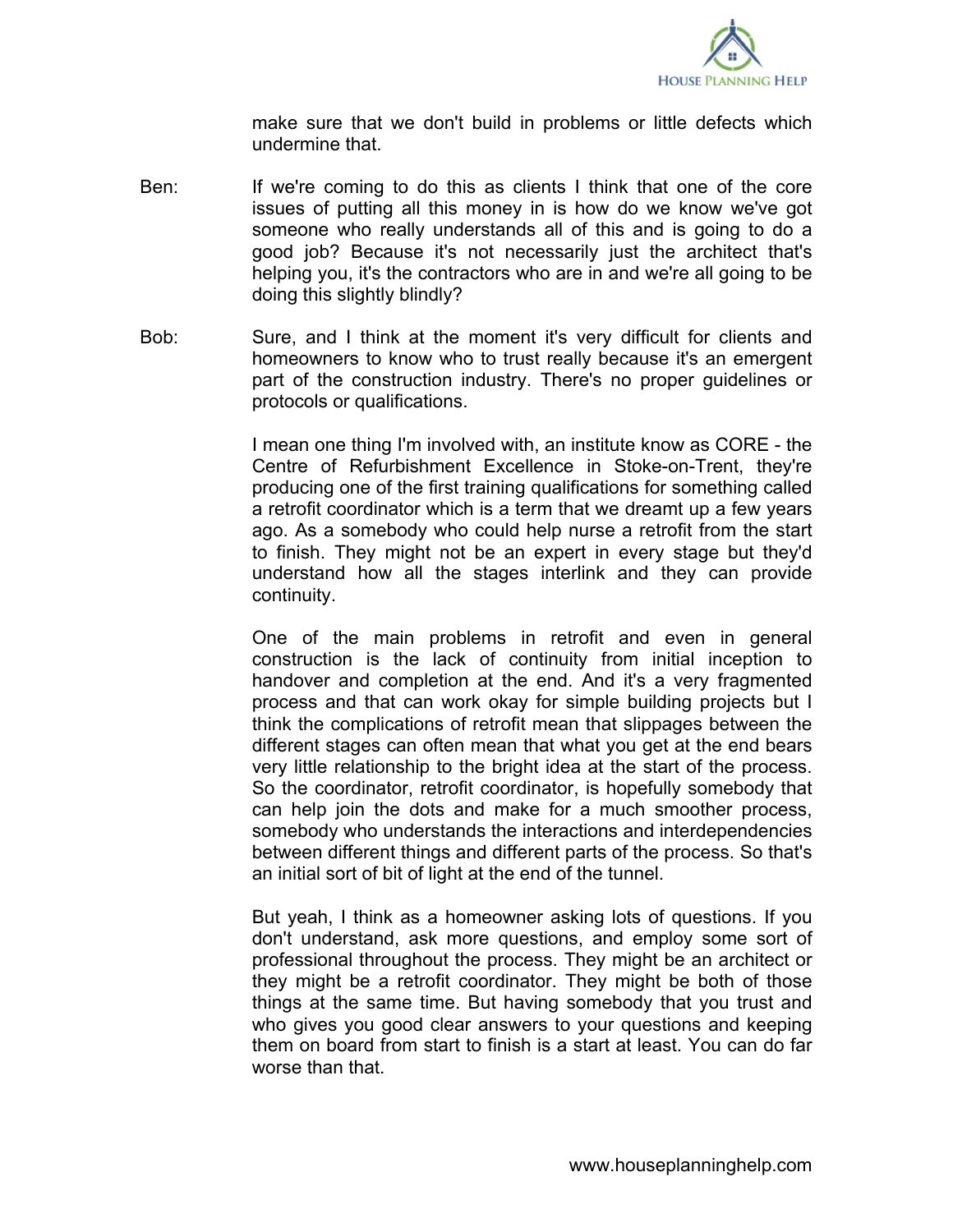make sure that we don't build in problems or little defects which undermine that.

Ben: If we're coming to do this as clients I think that one of the core issues of putting all this money in is how do we know we've got someone who really understands all of this and is going to do a good job? Because it's not necessarily just the architect that's helping you, it's the contractors who are in and we're all going to be doing this slightly blindly?

Bob: Sure, and I think at the moment it's very difficult for clients and homeowners to know who to trust really because it's an emergent part of the construction industry. There's no proper guidelines or protocols or qualifications.

I mean one thing I'm involved with, an institute know as CORE - the Centre of Refurbishment Excellence in Stoke-on-Trent, they're producing one of the first training qualifications for something called a retrofit coordinator which is a term that we dreamt up a few years ago. As a somebody who could help nurse a retrofit from the start to finish. They might not be an expert in every stage but they'd understand how all the stages interlink and they can provide continuity.

One of the main problems in retrofit and even in general construction is the lack of continuity from initial inception to handover and completion at the end. And it's a very fragmented process and that can work okay for simple building projects but I think the complications of retrofit mean that slippages between the different stages can often mean that what you get at the end bears very little relationship to the bright idea at the start of the process. So the coordinator, retrofit coordinator, is hopefully somebody that can help join the dots and make for a much smoother process, somebody who understands the interactions and interdependencies between different things and different parts of the process. So that's an initial sort of bit of light at the end of the tunnel.

But yeah, I think as a homeowner asking lots of questions. If you don't understand, ask more questions, and employ some sort of professional throughout the process. They might be an architect or they might be a retrofit coordinator. They might be both of those things at the same time. But having somebody that you trust and who gives you good clear answers to your questions and keeping them on board from start to finish is a start at least. You can do far worse than that.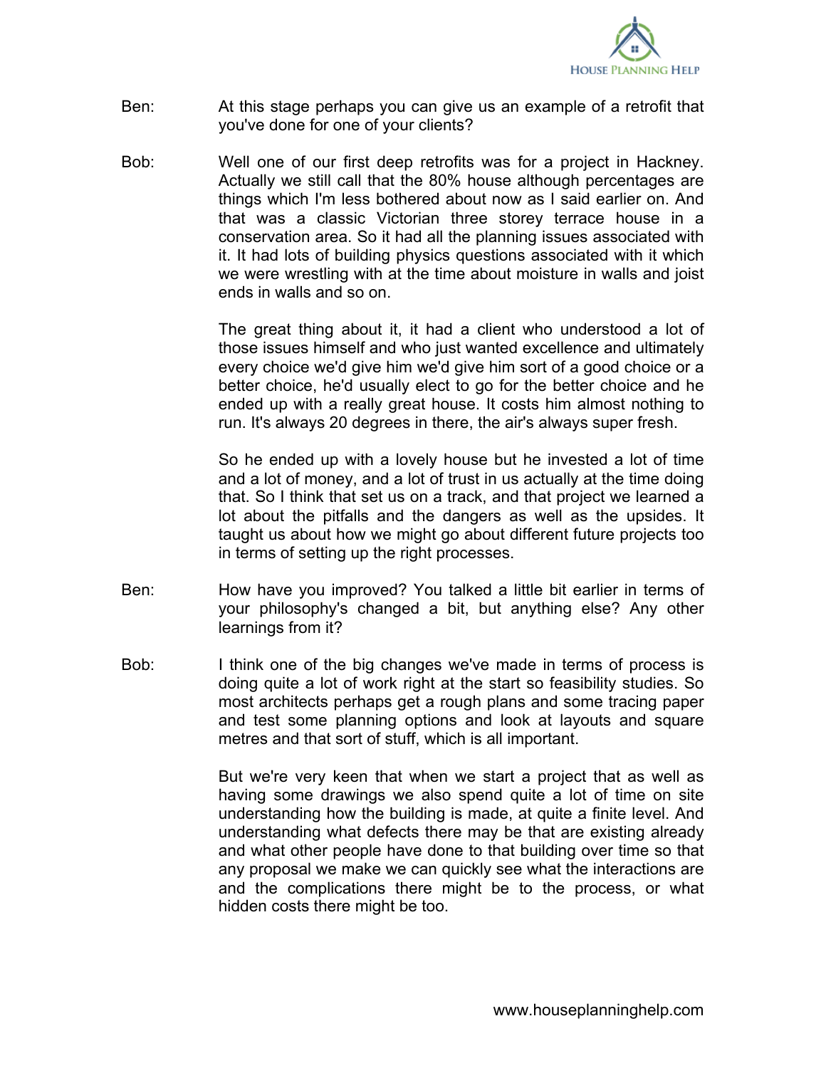Ben: At this stage perhaps you can give us an example of a retrofit that you've done for one of your clients?

Bob: Well one of our first deep retrofits was for a project in Hackney. Actually we still call that the 80% house although percentages are things which I'm less bothered about now as I said earlier on. And that was a classic Victorian three storey terrace house in a conservation area. So it had all the planning issues associated with it. It had lots of building physics questions associated with it which we were wrestling with at the time about moisture in walls and joist ends in walls and so on.

The great thing about it, it had a client who understood a lot of those issues himself and who just wanted excellence and ultimately every choice we'd give him we'd give him sort of a good choice or a better choice, he'd usually elect to go for the better choice and he ended up with a really great house. It costs him almost nothing to run. It's always 20 degrees in there, the air's always super fresh.

So he ended up with a lovely house but he invested a lot of time and a lot of money, and a lot of trust in us actually at the time doing that. So I think that set us on a track, and that project we learned a lot about the pitfalls and the dangers as well as the upsides. It taught us about how we might go about different future projects too in terms of setting up the right processes.

Ben: How have you improved? You talked a little bit earlier in terms of your philosophy's changed a bit, but anything else? Any other learnings from it?

Bob: I think one of the big changes we've made in terms of process is doing quite a lot of work right at the start so feasibility studies. So most architects perhaps get a rough plans and some tracing paper and test some planning options and look at layouts and square metres and that sort of stuff, which is all important.

But we're very keen that when we start a project that as well as having some drawings we also spend quite a lot of time on site understanding how the building is made, at quite a finite level. And understanding what defects there may be that are existing already and what other people have done to that building over time so that any proposal we make we can quickly see what the interactions are and the complications there might be to the process, or what hidden costs there might be too.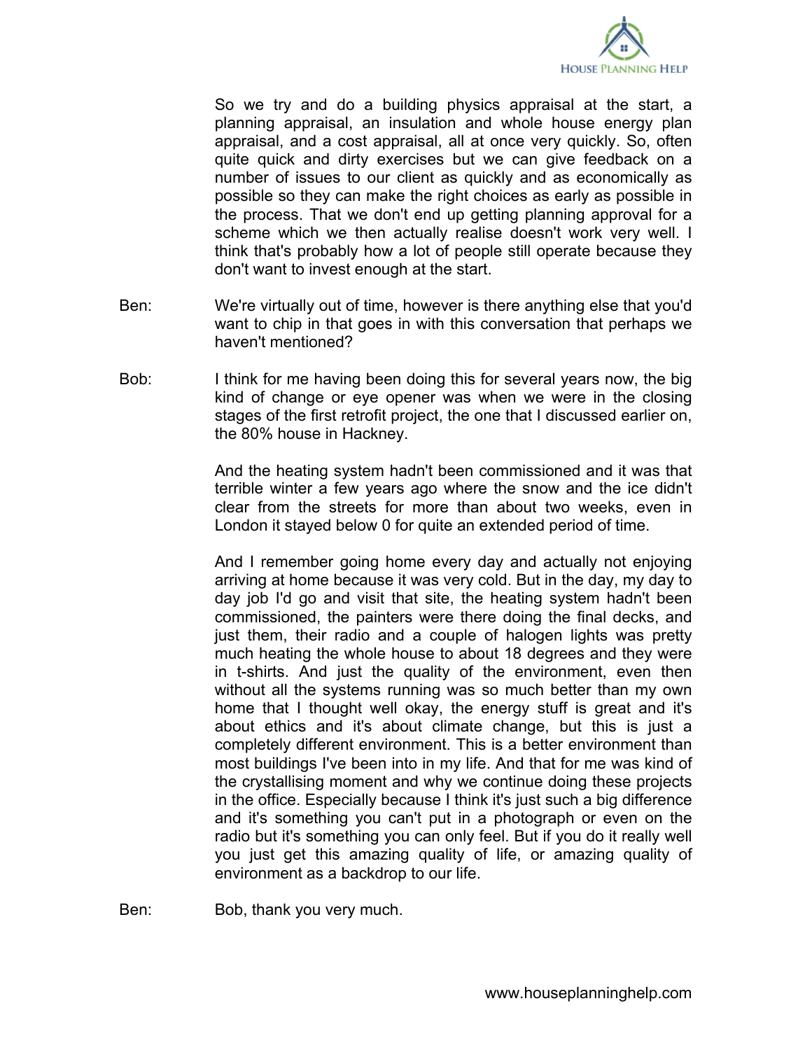So we try and do a building physics appraisal at the start, a planning appraisal, an insulation and whole house energy plan appraisal, and a cost appraisal, all at once very quickly. So, often quite quick and dirty exercises but we can give feedback on a number of issues to our client as quickly and as economically as possible so they can make the right choices as early as possible in the process. That we don't end up getting planning approval for a scheme which we then actually realise doesn't work very well. I think that's probably how a lot of people still operate because they don't want to invest enough at the start.

Ben: We're virtually out of time, however is there anything else that you'd want to chip in that goes in with this conversation that perhaps we haven't mentioned?

Bob: I think for me having been doing this for several years now, the big kind of change or eye opener was when we were in the closing stages of the first retrofit project, the one that I discussed earlier on, the 80% house in Hackney.

And the heating system hadn't been commissioned and it was that terrible winter a few years ago where the snow and the ice didn't clear from the streets for more than about two weeks, even in London it stayed below 0 for quite an extended period of time.

And I remember going home every day and actually not enjoying arriving at home because it was very cold. But in the day, my day to day job I'd go and visit that site, the heating system hadn't been commissioned, the painters were there doing the final decks, and just them, their radio and a couple of halogen lights was pretty much heating the whole house to about 18 degrees and they were in t-shirts. And just the quality of the environment, even then without all the systems running was so much better than my own home that I thought well okay, the energy stuff is great and it's about ethics and it's about climate change, but this is just a completely different environment. This is a better environment than most buildings I've been into in my life. And that for me was kind of the crystallising moment and why we continue doing these projects in the office. Especially because I think it's just such a big difference and it's something you can't put in a photograph or even on the radio but it's something you can only feel. But if you do it really well you just get this amazing quality of life, or amazing quality of environment as a backdrop to our life.

Ben: Bob, thank you very much.